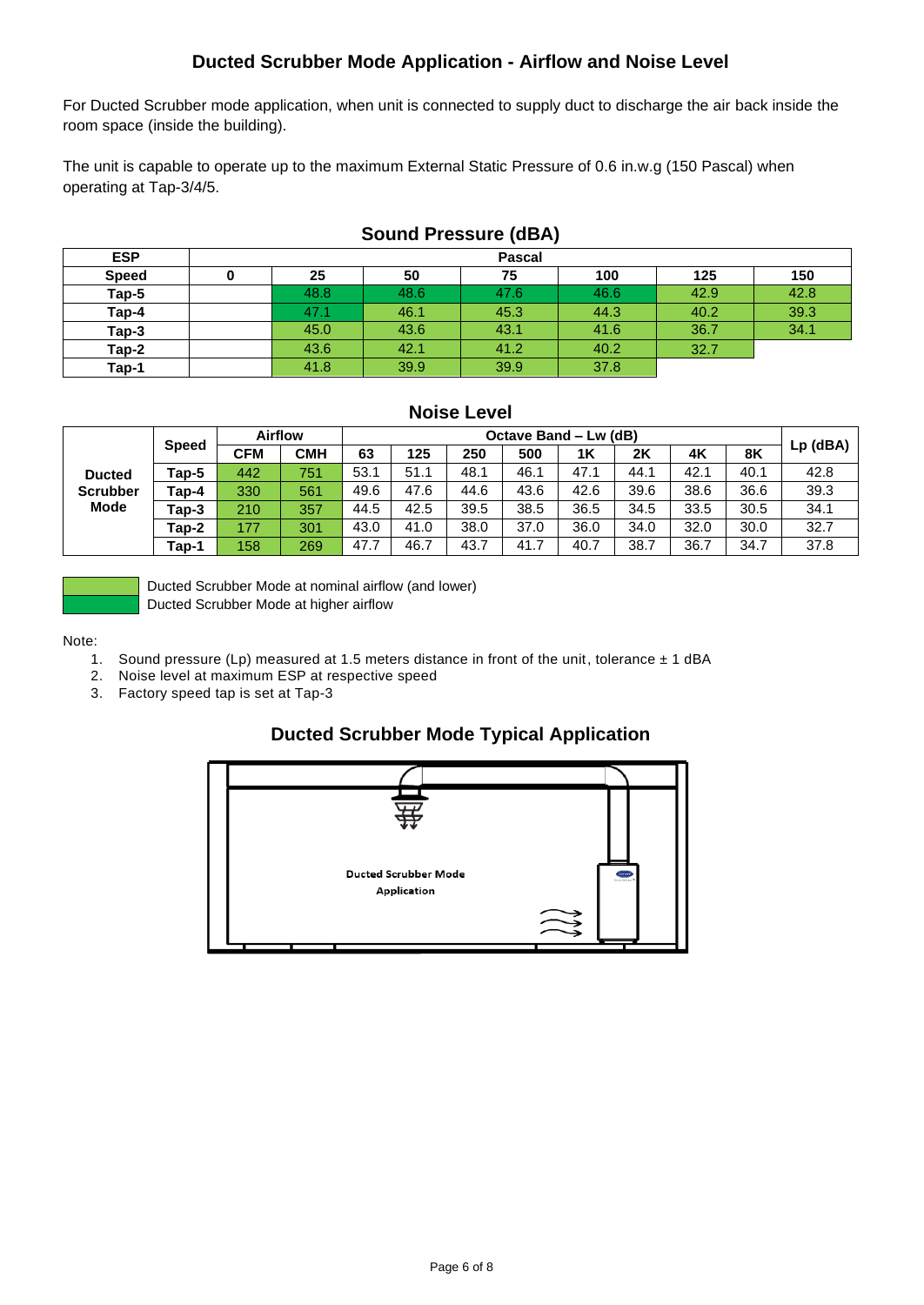## Ducted Scrubber Mode Application - Airflow and Noise Level

For Ducted Scrubber mode application, when unit is connected to supply duct to discharge the air back inside the room space (inside the building).

The unit is capable to operate up to the maximum External Static Pressure of 0.6 in.w.g (150 Pascal) when operating at Tap-3/4/5.

### Sound Pressure (dBA)

| ESP | Pascal | | | | | | |
|---|---|---|---|---|---|---|---|
| **Speed** | **0** | **25** | **50** | **75** | **100** | **125** | **150** |
| **Tap-5** | | 48.8 | 48.6 | 47.6 | 46.6 | 42.9 | 42.8 |
| **Tap-4** | | 47.1 | 46.1 | 45.3 | 44.3 | 40.2 | 39.3 |
| **Tap-3** | | 45.0 | 43.6 | 43.1 | 41.6 | 36.7 | 34.1 |
| **Tap-2** | | 43.6 | 42.1 | 41.2 | 40.2 | 32.7 | |
| **Tap-1** | | 41.8 | 39.9 | 39.9 | 37.8 | | |

### Noise Level

| | Speed | Airflow | | Octave Band – Lw (dB) | | | | | | | | Lp (dBA) |
|---|---|---|---|---|---|---|---|---|---|---|---|---|
| | | **CFM** | **CMH** | **63** | **125** | **250** | **500** | **1K** | **2K** | **4K** | **8K** | |
| **Ducted Scrubber Mode** | **Tap-5** | 442 | 751 | 53.1 | 51.1 | 48.1 | 46.1 | 47.1 | 44.1 | 42.1 | 40.1 | 42.8 |
| | **Tap-4** | 330 | 561 | 49.6 | 47.6 | 44.6 | 43.6 | 42.6 | 39.6 | 38.6 | 36.6 | 39.3 |
| | **Tap-3** | 210 | 357 | 44.5 | 42.5 | 39.5 | 38.5 | 36.5 | 34.5 | 33.5 | 30.5 | 34.1 |
| | **Tap-2** | 177 | 301 | 43.0 | 41.0 | 38.0 | 37.0 | 36.0 | 34.0 | 32.0 | 30.0 | 32.7 |
| | **Tap-1** | 158 | 269 | 47.7 | 46.7 | 43.7 | 41.7 | 40.7 | 38.7 | 36.7 | 34.7 | 37.8 |

Ducted Scrubber Mode at nominal airflow (and lower)

Ducted Scrubber Mode at higher airflow

Note:

1. Sound pressure (Lp) measured at 1.5 meters distance in front of the unit, tolerance ± 1 dBA
2. Noise level at maximum ESP at respective speed
3. Factory speed tap is set at Tap-3

### Ducted Scrubber Mode Typical Application

Ducted Scrubber Mode Application